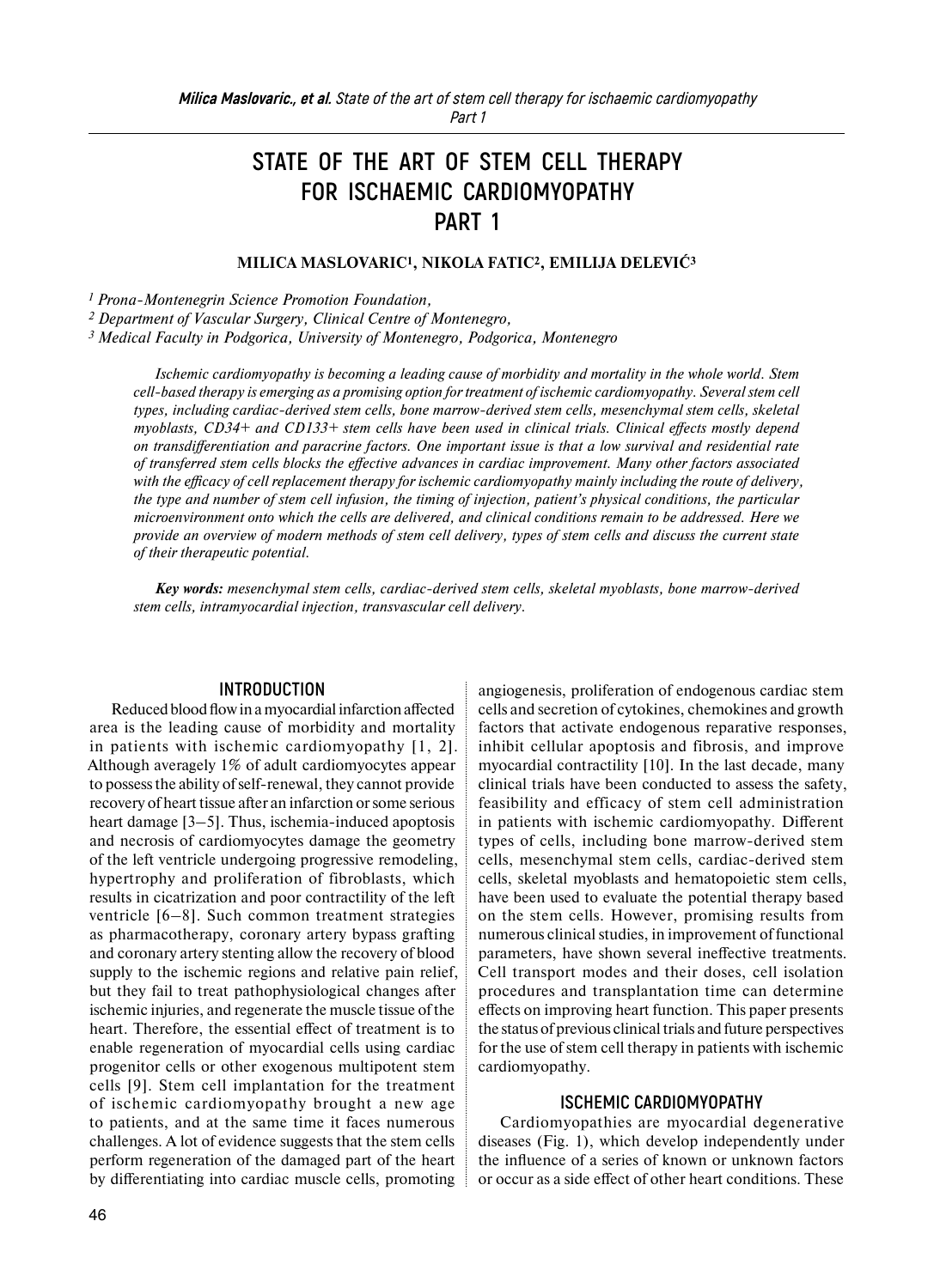# STATE OF THE ART OF STEM CELL THERAPY FOR ISCHAEMIC CARDIOMYOPATHY PART 1

**MILICA MASLOVARIC[1], NIKOLA FATIC[2], EMILIJA DELEVIĆ[3]**

*[1] Prona-Montenegrin Science Promotion Foundation,*
*[2] Department of Vascular Surgery, Clinical Centre of Montenegro,*
*[3] Medical Faculty in Podgorica, University of Montenegro, Podgorica, Montenegro*

*Ischemic cardiomyopathy is becoming a leading cause of morbidity and mortality in the whole world. Stem cell-based therapy is emerging as a promising option for treatment of ischemic cardiomyopathy. Several stem cell types, including cardiac-derived stem cells, bone marrow-derived stem cells, mesenchymal stem cells, skeletal myoblasts, CD34+ and CD133+ stem cells have been used in clinical trials. Clinical effects mostly depend on transdifferentiation and paracrine factors. One important issue is that a low survival and residential rate of transferred stem cells blocks the effective advances in cardiac improvement. Many other factors associated with the efficacy of cell replacement therapy for ischemic cardiomyopathy mainly including the route of delivery, the type and number of stem cell infusion, the timing of injection, patient's physical conditions, the particular microenvironment onto which the cells are delivered, and clinical conditions remain to be addressed. Here we provide an overview of modern methods of stem cell delivery, types of stem cells and discuss the current state of their therapeutic potential.*

***Key words:*** *mesenchymal stem cells, cardiac-derived stem cells, skeletal myoblasts, bone marrow-derived stem cells, intramyocardial injection, transvascular cell delivery.*

## INTRODUCTION

Reduced blood flow in a myocardial infarction affected area is the leading cause of morbidity and mortality in patients with ischemic cardiomyopathy [1, 2]. Although averagely 1% of adult cardiomyocytes appear to possess the ability of self-renewal, they cannot provide recovery of heart tissue after an infarction or some serious heart damage [3–5]. Thus, ischemia-induced apoptosis and necrosis of cardiomyocytes damage the geometry of the left ventricle undergoing progressive remodeling, hypertrophy and proliferation of fibroblasts, which results in cicatrization and poor contractility of the left ventricle [6–8]. Such common treatment strategies as pharmacotherapy, coronary artery bypass grafting and coronary artery stenting allow the recovery of blood supply to the ischemic regions and relative pain relief, but they fail to treat pathophysiological changes after ischemic injuries, and regenerate the muscle tissue of the heart. Therefore, the essential effect of treatment is to enable regeneration of myocardial cells using cardiac progenitor cells or other exogenous multipotent stem cells [9]. Stem cell implantation for the treatment of ischemic cardiomyopathy brought a new age to patients, and at the same time it faces numerous challenges. A lot of evidence suggests that the stem cells perform regeneration of the damaged part of the heart by differentiating into cardiac muscle cells, promoting angiogenesis, proliferation of endogenous cardiac stem cells and secretion of cytokines, chemokines and growth factors that activate endogenous reparative responses, inhibit cellular apoptosis and fibrosis, and improve myocardial contractility [10]. In the last decade, many clinical trials have been conducted to assess the safety, feasibility and efficacy of stem cell administration in patients with ischemic cardiomyopathy. Different types of cells, including bone marrow-derived stem cells, mesenchymal stem cells, cardiac-derived stem cells, skeletal myoblasts and hematopoietic stem cells, have been used to evaluate the potential therapy based on the stem cells. However, promising results from numerous clinical studies, in improvement of functional parameters, have shown several ineffective treatments. Cell transport modes and their doses, cell isolation procedures and transplantation time can determine effects on improving heart function. This paper presents the status of previous clinical trials and future perspectives for the use of stem cell therapy in patients with ischemic cardiomyopathy.

## ISCHEMIC CARDIOMYOPATHY

Cardiomyopathies are myocardial degenerative diseases (Fig. 1), which develop independently under the influence of a series of known or unknown factors or occur as a side effect of other heart conditions. These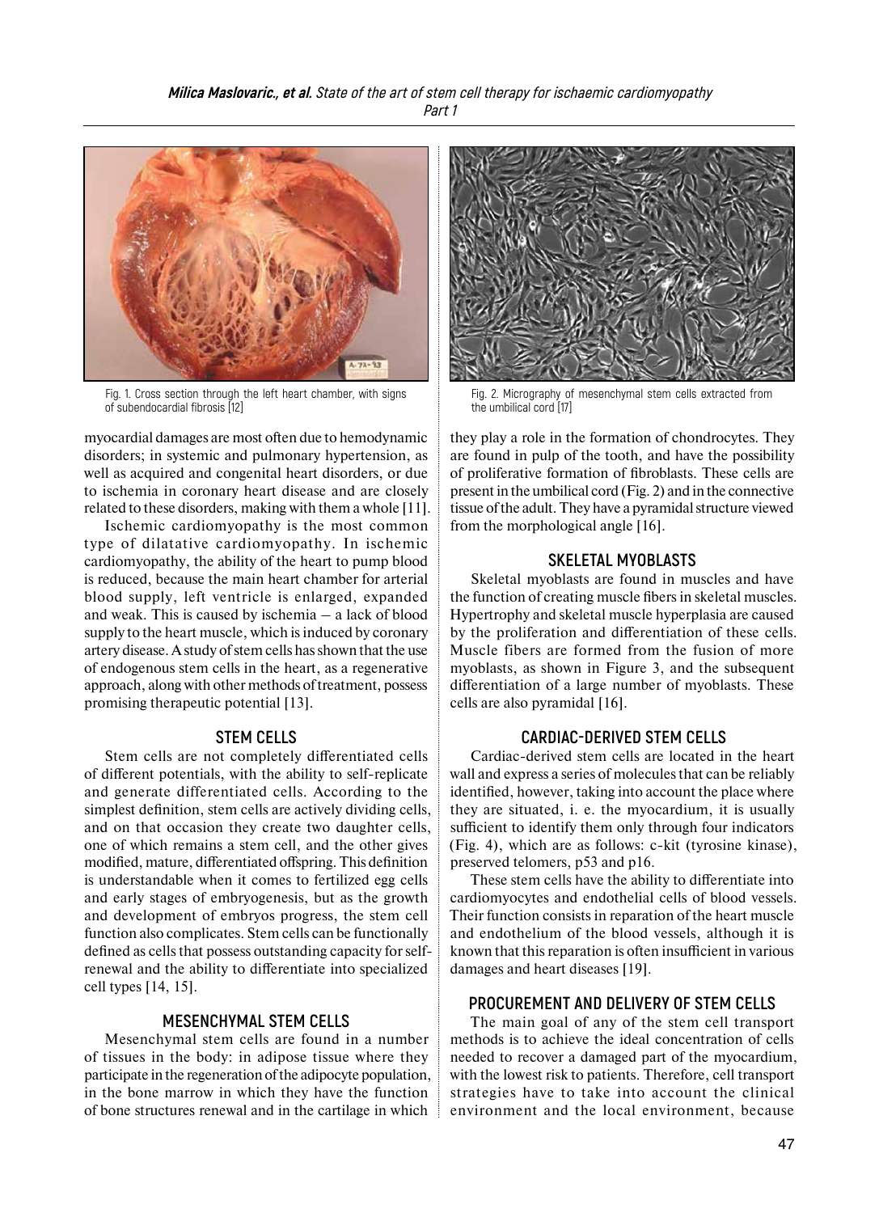Fig. 1. Cross section through the left heart chamber, with signs of subendocardial fibrosis [12]

Fig. 2. Micrography of mesenchymal stem cells extracted from the umbilical cord [17]

myocardial damages are most often due to hemodynamic disorders; in systemic and pulmonary hypertension, as well as acquired and congenital heart disorders, or due to ischemia in coronary heart disease and are closely related to these disorders, making with them a whole [11].

Ischemic cardiomyopathy is the most common type of dilatative cardiomyopathy. In ischemic cardiomyopathy, the ability of the heart to pump blood is reduced, because the main heart chamber for arterial blood supply, left ventricle is enlarged, expanded and weak. This is caused by ischemia – a lack of blood supply to the heart muscle, which is induced by coronary artery disease. A study of stem cells has shown that the use of endogenous stem cells in the heart, as a regenerative approach, along with other methods of treatment, possess promising therapeutic potential [13].

## STEM CELLS

Stem cells are not completely differentiated cells of different potentials, with the ability to self-replicate and generate differentiated cells. According to the simplest definition, stem cells are actively dividing cells, and on that occasion they create two daughter cells, one of which remains a stem cell, and the other gives modified, mature, differentiated offspring. This definition is understandable when it comes to fertilized egg cells and early stages of embryogenesis, but as the growth and development of embryos progress, the stem cell function also complicates. Stem cells can be functionally defined as cells that possess outstanding capacity for self-renewal and the ability to differentiate into specialized cell types [14, 15].

## MESENCHYMAL STEM CELLS

Mesenchymal stem cells are found in a number of tissues in the body: in adipose tissue where they participate in the regeneration of the adipocyte population, in the bone marrow in which they have the function of bone structures renewal and in the cartilage in which they play a role in the formation of chondrocytes. They are found in pulp of the tooth, and have the possibility of proliferative formation of fibroblasts. These cells are present in the umbilical cord (Fig. 2) and in the connective tissue of the adult. They have a pyramidal structure viewed from the morphological angle [16].

## SKELETAL MYOBLASTS

Skeletal myoblasts are found in muscles and have the function of creating muscle fibers in skeletal muscles. Hypertrophy and skeletal muscle hyperplasia are caused by the proliferation and differentiation of these cells. Muscle fibers are formed from the fusion of more myoblasts, as shown in Figure 3, and the subsequent differentiation of a large number of myoblasts. These cells are also pyramidal [16].

## CARDIAC-DERIVED STEM CELLS

Cardiac-derived stem cells are located in the heart wall and express a series of molecules that can be reliably identified, however, taking into account the place where they are situated, i. e. the myocardium, it is usually sufficient to identify them only through four indicators (Fig. 4), which are as follows: c-kit (tyrosine kinase), preserved telomers, p53 and p16.

These stem cells have the ability to differentiate into cardiomyocytes and endothelial cells of blood vessels. Their function consists in reparation of the heart muscle and endothelium of the blood vessels, although it is known that this reparation is often insufficient in various damages and heart diseases [19].

## PROCUREMENT AND DELIVERY OF STEM CELLS

The main goal of any of the stem cell transport methods is to achieve the ideal concentration of cells needed to recover a damaged part of the myocardium, with the lowest risk to patients. Therefore, cell transport strategies have to take into account the clinical environment and the local environment, because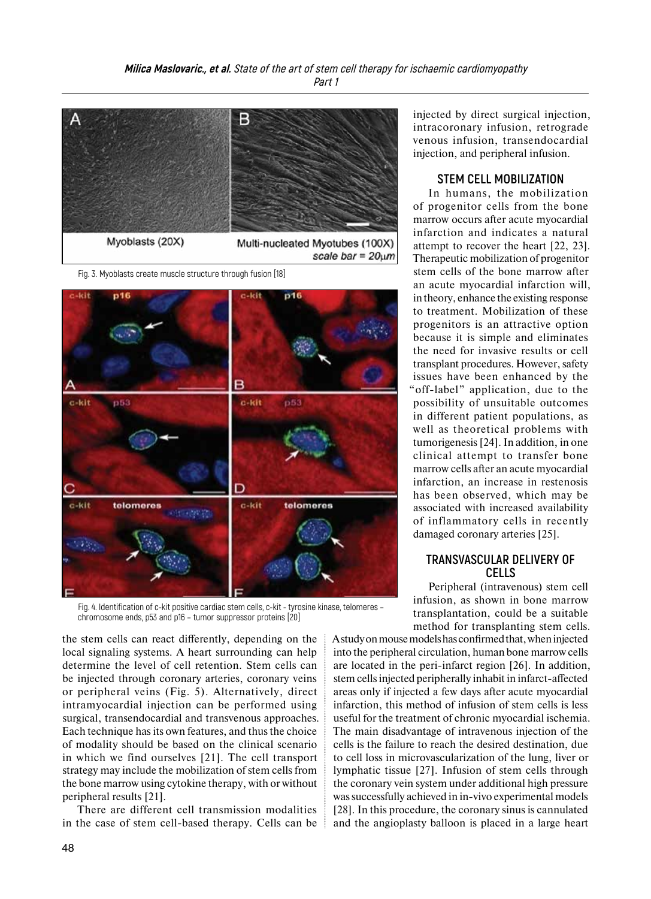Fig. 3. Myoblasts create muscle structure through fusion [18]

Fig. 4. Identification of c-kit positive cardiac stem cells, c-kit - tyrosine kinase, telomeres – chromosome ends, p53 and p16 – tumor suppressor proteins [20]

the stem cells can react differently, depending on the local signaling systems. A heart surrounding can help determine the level of cell retention. Stem cells can be injected through coronary arteries, coronary veins or peripheral veins (Fig. 5). Alternatively, direct intramyocardial injection can be performed using surgical, transendocardial and transvenous approaches. Each technique has its own features, and thus the choice of modality should be based on the clinical scenario in which we find ourselves [21]. The cell transport strategy may include the mobilization of stem cells from the bone marrow using cytokine therapy, with or without peripheral results [21].

There are different cell transmission modalities in the case of stem cell-based therapy. Cells can be injected by direct surgical injection, intracoronary infusion, retrograde venous infusion, transendocardial injection, and peripheral infusion.

## STEM CELL MOBILIZATION

In humans, the mobilization of progenitor cells from the bone marrow occurs after acute myocardial infarction and indicates a natural attempt to recover the heart [22, 23]. Therapeutic mobilization of progenitor stem cells of the bone marrow after an acute myocardial infarction will, in theory, enhance the existing response to treatment. Mobilization of these progenitors is an attractive option because it is simple and eliminates the need for invasive results or cell transplant procedures. However, safety issues have been enhanced by the "off-label" application, due to the possibility of unsuitable outcomes in different patient populations, as well as theoretical problems with tumorigenesis [24]. In addition, in one clinical attempt to transfer bone marrow cells after an acute myocardial infarction, an increase in restenosis has been observed, which may be associated with increased availability of inflammatory cells in recently damaged coronary arteries [25].

## TRANSVASCULAR DELIVERY OF CELLS

Peripheral (intravenous) stem cell infusion, as shown in bone marrow transplantation, could be a suitable method for transplanting stem cells. A study on mouse models has confirmed that, when injected into the peripheral circulation, human bone marrow cells are located in the peri-infarct region [26]. In addition, stem cells injected peripherally inhabit in infarct-affected areas only if injected a few days after acute myocardial infarction, this method of infusion of stem cells is less useful for the treatment of chronic myocardial ischemia. The main disadvantage of intravenous injection of the cells is the failure to reach the desired destination, due to cell loss in microvascularization of the lung, liver or lymphatic tissue [27]. Infusion of stem cells through the coronary vein system under additional high pressure was successfully achieved in in-vivo experimental models [28]. In this procedure, the coronary sinus is cannulated and the angioplasty balloon is placed in a large heart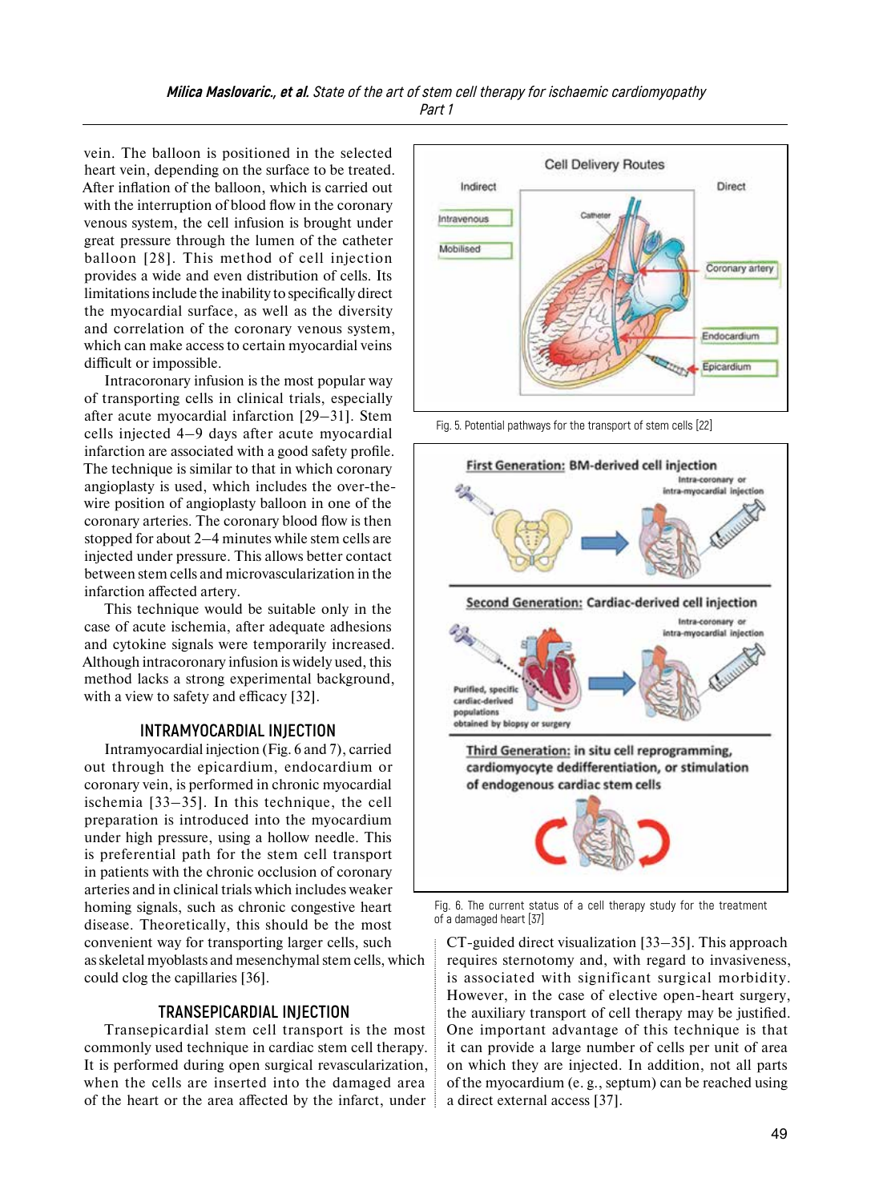vein. The balloon is positioned in the selected heart vein, depending on the surface to be treated. After inflation of the balloon, which is carried out with the interruption of blood flow in the coronary venous system, the cell infusion is brought under great pressure through the lumen of the catheter balloon [28]. This method of cell injection provides a wide and even distribution of cells. Its limitations include the inability to specifically direct the myocardial surface, as well as the diversity and correlation of the coronary venous system, which can make access to certain myocardial veins difficult or impossible.

Intracoronary infusion is the most popular way of transporting cells in clinical trials, especially after acute myocardial infarction [29–31]. Stem cells injected 4–9 days after acute myocardial infarction are associated with a good safety profile. The technique is similar to that in which coronary angioplasty is used, which includes the over-the-wire position of angioplasty balloon in one of the coronary arteries. The coronary blood flow is then stopped for about 2–4 minutes while stem cells are injected under pressure. This allows better contact between stem cells and microvascularization in the infarction affected artery.

This technique would be suitable only in the case of acute ischemia, after adequate adhesions and cytokine signals were temporarily increased. Although intracoronary infusion is widely used, this method lacks a strong experimental background, with a view to safety and efficacy [32].

Fig. 5. Potential pathways for the transport of stem cells [22]

Fig. 6. The current status of a cell therapy study for the treatment of a damaged heart [37]

## INTRAMYOCARDIAL INJECTION

Intramyocardial injection (Fig. 6 and 7), carried out through the epicardium, endocardium or coronary vein, is performed in chronic myocardial ischemia [33–35]. In this technique, the cell preparation is introduced into the myocardium under high pressure, using a hollow needle. This is preferential path for the stem cell transport in patients with the chronic occlusion of coronary arteries and in clinical trials which includes weaker homing signals, such as chronic congestive heart disease. Theoretically, this should be the most convenient way for transporting larger cells, such as skeletal myoblasts and mesenchymal stem cells, which could clog the capillaries [36].

## TRANSEPICARDIAL INJECTION

Transepicardial stem cell transport is the most commonly used technique in cardiac stem cell therapy. It is performed during open surgical revascularization, when the cells are inserted into the damaged area of the heart or the area affected by the infarct, under CT-guided direct visualization [33–35]. This approach requires sternotomy and, with regard to invasiveness, is associated with significant surgical morbidity. However, in the case of elective open-heart surgery, the auxiliary transport of cell therapy may be justified. One important advantage of this technique is that it can provide a large number of cells per unit of area on which they are injected. In addition, not all parts of the myocardium (e. g., septum) can be reached using a direct external access [37].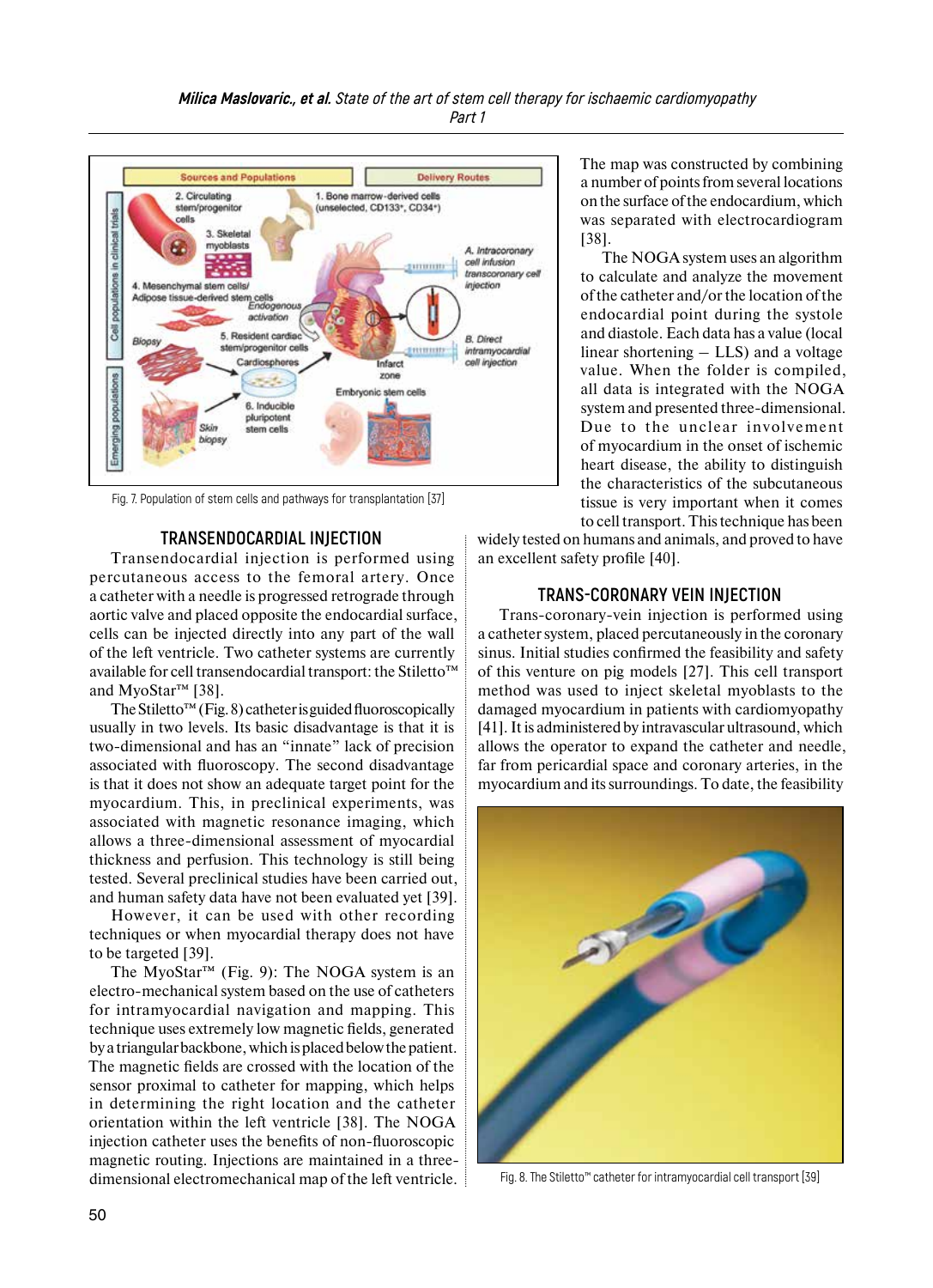Fig. 7. Population of stem cells and pathways for transplantation [37]

## TRANSENDOCARDIAL INJECTION

Transendocardial injection is performed using percutaneous access to the femoral artery. Once a catheter with a needle is progressed retrograde through aortic valve and placed opposite the endocardial surface, cells can be injected directly into any part of the wall of the left ventricle. Two catheter systems are currently available for cell transendocardial transport: the Stiletto™ and MyoStar™ [38].

The Stiletto™ (Fig. 8) catheter is guided fluoroscopically usually in two levels. Its basic disadvantage is that it is two-dimensional and has an "innate" lack of precision associated with fluoroscopy. The second disadvantage is that it does not show an adequate target point for the myocardium. This, in preclinical experiments, was associated with magnetic resonance imaging, which allows a three-dimensional assessment of myocardial thickness and perfusion. This technology is still being tested. Several preclinical studies have been carried out, and human safety data have not been evaluated yet [39].

However, it can be used with other recording techniques or when myocardial therapy does not have to be targeted [39].

The MyoStar™ (Fig. 9): The NOGA system is an electro-mechanical system based on the use of catheters for intramyocardial navigation and mapping. This technique uses extremely low magnetic fields, generated by a triangular backbone, which is placed below the patient. The magnetic fields are crossed with the location of the sensor proximal to catheter for mapping, which helps in determining the right location and the catheter orientation within the left ventricle [38]. The NOGA injection catheter uses the benefits of non-fluoroscopic magnetic routing. Injections are maintained in a three-dimensional electromechanical map of the left ventricle. The map was constructed by combining a number of points from several locations on the surface of the endocardium, which was separated with electrocardiogram [38].

The NOGA system uses an algorithm to calculate and analyze the movement of the catheter and/or the location of the endocardial point during the systole and diastole. Each data has a value (local linear shortening – LLS) and a voltage value. When the folder is compiled, all data is integrated with the NOGA system and presented three-dimensional. Due to the unclear involvement of myocardium in the onset of ischemic heart disease, the ability to distinguish the characteristics of the subcutaneous tissue is very important when it comes to cell transport. This technique has been widely tested on humans and animals, and proved to have an excellent safety profile [40].

## TRANS-CORONARY VEIN INJECTION

Trans-coronary-vein injection is performed using a catheter system, placed percutaneously in the coronary sinus. Initial studies confirmed the feasibility and safety of this venture on pig models [27]. This cell transport method was used to inject skeletal myoblasts to the damaged myocardium in patients with cardiomyopathy [41]. It is administered by intravascular ultrasound, which allows the operator to expand the catheter and needle, far from pericardial space and coronary arteries, in the myocardium and its surroundings. To date, the feasibility

Fig. 8. The Stiletto™ catheter for intramyocardial cell transport [39]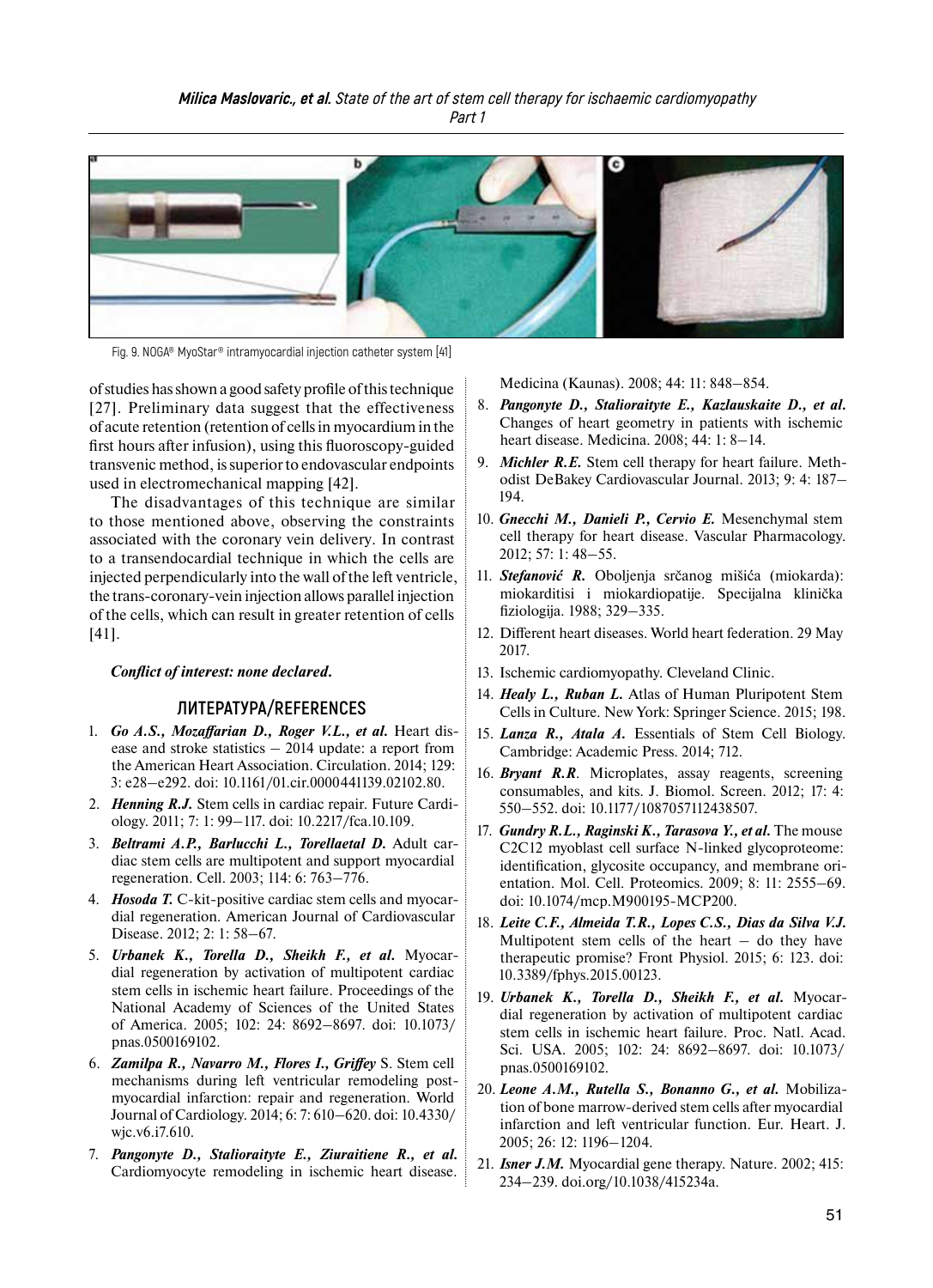Fig. 9. NOGA® MyoStar® intramyocardial injection catheter system [41]

of studies has shown a good safety profile of this technique [27]. Preliminary data suggest that the effectiveness of acute retention (retention of cells in myocardium in the first hours after infusion), using this fluoroscopy-guided transvenic method, is superior to endovascular endpoints used in electromechanical mapping [42].

The disadvantages of this technique are similar to those mentioned above, observing the constraints associated with the coronary vein delivery. In contrast to a transendocardial technique in which the cells are injected perpendicularly into the wall of the left ventricle, the trans-coronary-vein injection allows parallel injection of the cells, which can result in greater retention of cells [41].

***Conflict of interest: none declared.***

## ЛИТЕРАТУРА/REFERENCES

1. ***Go A.S., Mozaffarian D., Roger V.L., et al.*** Heart disease and stroke statistics – 2014 update: a report from the American Heart Association. Circulation. 2014; 129: 3: e28–e292. doi: 10.1161/01.cir.0000441139.02102.80.
2. ***Henning R.J.*** Stem cells in cardiac repair. Future Cardiology. 2011; 7: 1: 99–117. doi: 10.2217/fca.10.109.
3. ***Beltrami A.P., Barlucchi L., Torellaetal D.*** Adult cardiac stem cells are multipotent and support myocardial regeneration. Cell. 2003; 114: 6: 763–776.
4. ***Hosoda T.*** C-kit-positive cardiac stem cells and myocardial regeneration. American Journal of Cardiovascular Disease. 2012; 2: 1: 58–67.
5. ***Urbanek K., Torella D., Sheikh F., et al.*** Myocardial regeneration by activation of multipotent cardiac stem cells in ischemic heart failure. Proceedings of the National Academy of Sciences of the United States of America. 2005; 102: 24: 8692–8697. doi: 10.1073/pnas.0500169102.
6. ***Zamilpa R., Navarro M., Flores I., Griffey*** S. Stem cell mechanisms during left ventricular remodeling post-myocardial infarction: repair and regeneration. World Journal of Cardiology. 2014; 6: 7: 610–620. doi: 10.4330/wjc.v6.i7.610.
7. ***Pangonyte D., Stalioraityte E., Ziuraitiene R., et al.*** Cardiomyocyte remodeling in ischemic heart disease. Medicina (Kaunas). 2008; 44: 11: 848–854.
8. ***Pangonyte D., Stalioraityte E., Kazlauskaite D., et al.*** Changes of heart geometry in patients with ischemic heart disease. Medicina. 2008; 44: 1: 8–14.
9. ***Michler R.E.*** Stem cell therapy for heart failure. Methodist DeBakey Cardiovascular Journal. 2013; 9: 4: 187–194.
10. ***Gnecchi M., Danieli P., Cervio E.*** Mesenchymal stem cell therapy for heart disease. Vascular Pharmacology. 2012; 57: 1: 48–55.
11. ***Stefanović R.*** Oboljenja srčanog mišića (miokarda): miokarditisi i miokardiopatije. Specijalna klinička fiziologija. 1988; 329–335.
12. Different heart diseases. World heart federation. 29 May 2017.
13. Ischemic cardiomyopathy. Cleveland Clinic.
14. ***Healy L., Ruban L.*** Atlas of Human Pluripotent Stem Cells in Culture. New York: Springer Science. 2015; 198.
15. ***Lanza R., Atala A.*** Essentials of Stem Cell Biology. Cambridge: Academic Press. 2014; 712.
16. ***Bryant R.R***. Microplates, assay reagents, screening consumables, and kits. J. Biomol. Screen. 2012; 17: 4: 550–552. doi: 10.1177/1087057112438507.
17. ***Gundry R.L., Raginski K., Tarasova Y., et al.*** The mouse C2C12 myoblast cell surface N-linked glycoproteome: identification, glycosite occupancy, and membrane orientation. Mol. Cell. Proteomics. 2009; 8: 11: 2555–69. doi: 10.1074/mcp.M900195-MCP200.
18. ***Leite C.F., Almeida T.R., Lopes C.S., Dias da Silva V.J.*** Multipotent stem cells of the heart – do they have therapeutic promise? Front Physiol. 2015; 6: 123. doi: 10.3389/fphys.2015.00123.
19. ***Urbanek K., Torella D., Sheikh F., et al.*** Myocardial regeneration by activation of multipotent cardiac stem cells in ischemic heart failure. Proc. Natl. Acad. Sci. USA. 2005; 102: 24: 8692–8697. doi: 10.1073/pnas.0500169102.
20. ***Leone A.M., Rutella S., Bonanno G., et al.*** Mobilization of bone marrow-derived stem cells after myocardial infarction and left ventricular function. Eur. Heart. J. 2005; 26: 12: 1196–1204.
21. ***Isner J.M.*** Myocardial gene therapy. Nature. 2002; 415: 234–239. doi.org/10.1038/415234a.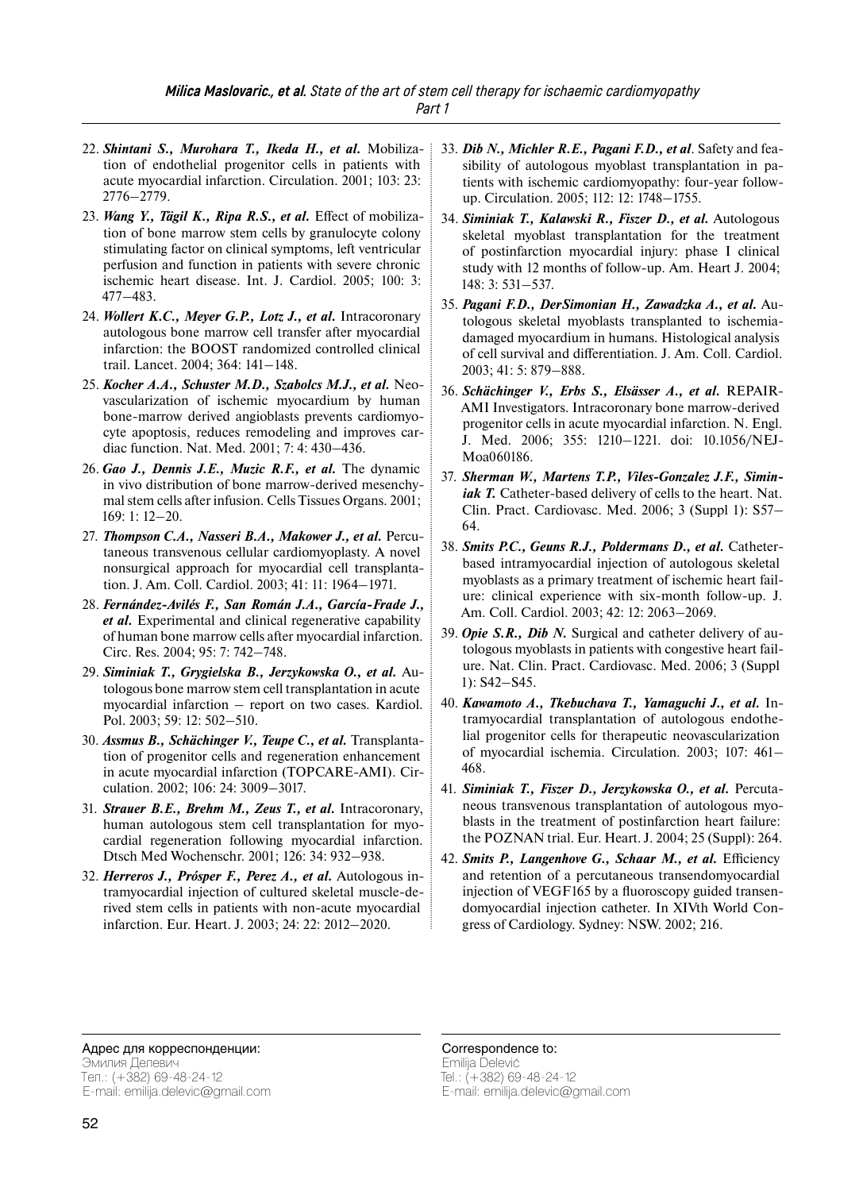22. ***Shintani S., Murohara T., Ikeda H., et al.*** Mobilization of endothelial progenitor cells in patients with acute myocardial infarction. Circulation. 2001; 103: 23: 2776–2779.
23. ***Wang Y., Tägil K., Ripa R.S., et al.*** Effect of mobilization of bone marrow stem cells by granulocyte colony stimulating factor on clinical symptoms, left ventricular perfusion and function in patients with severe chronic ischemic heart disease. Int. J. Cardiol. 2005; 100: 3: 477–483.
24. ***Wollert K.C., Meyer G.P., Lotz J., et al.*** Intracoronary autologous bone marrow cell transfer after myocardial infarction: the BOOST randomized controlled clinical trail. Lancet. 2004; 364: 141–148.
25. ***Kocher A.A., Schuster M.D., Szabolcs M.J., et al.*** Neovascularization of ischemic myocardium by human bone-marrow derived angioblasts prevents cardiomyocyte apoptosis, reduces remodeling and improves cardiac function. Nat. Med. 2001; 7: 4: 430–436.
26. ***Gao J., Dennis J.E., Muzic R.F., et al.*** The dynamic in vivo distribution of bone marrow-derived mesenchymal stem cells after infusion. Cells Tissues Organs. 2001; 169: 1: 12–20.
27. ***Thompson C.A., Nasseri B.A., Makower J., et al.*** Percutaneous transvenous cellular cardiomyoplasty. A novel nonsurgical approach for myocardial cell transplantation. J. Am. Coll. Cardiol. 2003; 41: 11: 1964–1971.
28. ***Fernández-Avilés F., San Román J.A., García-Frade J., et al.*** Experimental and clinical regenerative capability of human bone marrow cells after myocardial infarction. Circ. Res. 2004; 95: 7: 742–748.
29. ***Siminiak T., Grygielska B., Jerzykowska O., et al.*** Autologous bone marrow stem cell transplantation in acute myocardial infarction – report on two cases. Kardiol. Pol. 2003; 59: 12: 502–510.
30. ***Assmus B., Schächinger V., Teupe C., et al.*** Transplantation of progenitor cells and regeneration enhancement in acute myocardial infarction (TOPCARE-AMI). Circulation. 2002; 106: 24: 3009–3017.
31. ***Strauer B.E., Brehm M., Zeus T., et al.*** Intracoronary, human autologous stem cell transplantation for myocardial regeneration following myocardial infarction. Dtsch Med Wochenschr. 2001; 126: 34: 932–938.
32. ***Herreros J., Prósper F., Perez A., et al.*** Autologous intramyocardial injection of cultured skeletal muscle-derived stem cells in patients with non-acute myocardial infarction. Eur. Heart. J. 2003; 24: 22: 2012–2020.
33. ***Dib N., Michler R.E., Pagani F.D., et al.*** Safety and feasibility of autologous myoblast transplantation in patients with ischemic cardiomyopathy: four-year follow-up. Circulation. 2005; 112: 12: 1748–1755.
34. ***Siminiak T., Kalawski R., Fiszer D., et al.*** Autologous skeletal myoblast transplantation for the treatment of postinfarction myocardial injury: phase I clinical study with 12 months of follow-up. Am. Heart J. 2004; 148: 3: 531–537.
35. ***Pagani F.D., DerSimonian H., Zawadzka A., et al.*** Autologous skeletal myoblasts transplanted to ischemia-damaged myocardium in humans. Histological analysis of cell survival and differentiation. J. Am. Coll. Cardiol. 2003; 41: 5: 879–888.
36. ***Schächinger V., Erbs S., Elsässer A., et al.*** REPAIR-AMI Investigators. Intracoronary bone marrow-derived progenitor cells in acute myocardial infarction. N. Engl. J. Med. 2006; 355: 1210–1221. doi: 10.1056/NEJMoa060186.
37. ***Sherman W., Martens T.P., Viles-Gonzalez J.F., Siminiak T.*** Catheter-based delivery of cells to the heart. Nat. Clin. Pract. Cardiovasc. Med. 2006; 3 (Suppl 1): S57–64.
38. ***Smits P.C., Geuns R.J., Poldermans D., et al.*** Catheter-based intramyocardial injection of autologous skeletal myoblasts as a primary treatment of ischemic heart failure: clinical experience with six-month follow-up. J. Am. Coll. Cardiol. 2003; 42: 12: 2063–2069.
39. ***Opie S.R., Dib N.*** Surgical and catheter delivery of autologous myoblasts in patients with congestive heart failure. Nat. Clin. Pract. Cardiovasc. Med. 2006; 3 (Suppl 1): S42–S45.
40. ***Kawamoto A., Tkebuchava T., Yamaguchi J., et al.*** Intramyocardial transplantation of autologous endothelial progenitor cells for therapeutic neovascularization of myocardial ischemia. Circulation. 2003; 107: 461–468.
41. ***Siminiak T., Fiszer D., Jerzykowska O., et al.*** Percutaneous transvenous transplantation of autologous myoblasts in the treatment of postinfarction heart failure: the POZNAN trial. Eur. Heart. J. 2004; 25 (Suppl): 264.
42. ***Smits P., Langenhove G., Schaar M., et al.*** Efficiency and retention of a percutaneous transendomyocardial injection of VEGF165 by a fluoroscopy guided transendomyocardial injection catheter. In XIVth World Congress of Cardiology. Sydney: NSW. 2002; 216.

Адрес для корреспонденции:
Эмилия Делевич
Тел.: (+382) 69-48-24-12
E-mail: emilija.delevic@gmail.com

Correspondence to:
Emilija Delević
Tel.: (+382) 69-48-24-12
E-mail: emilija.delevic@gmail.com